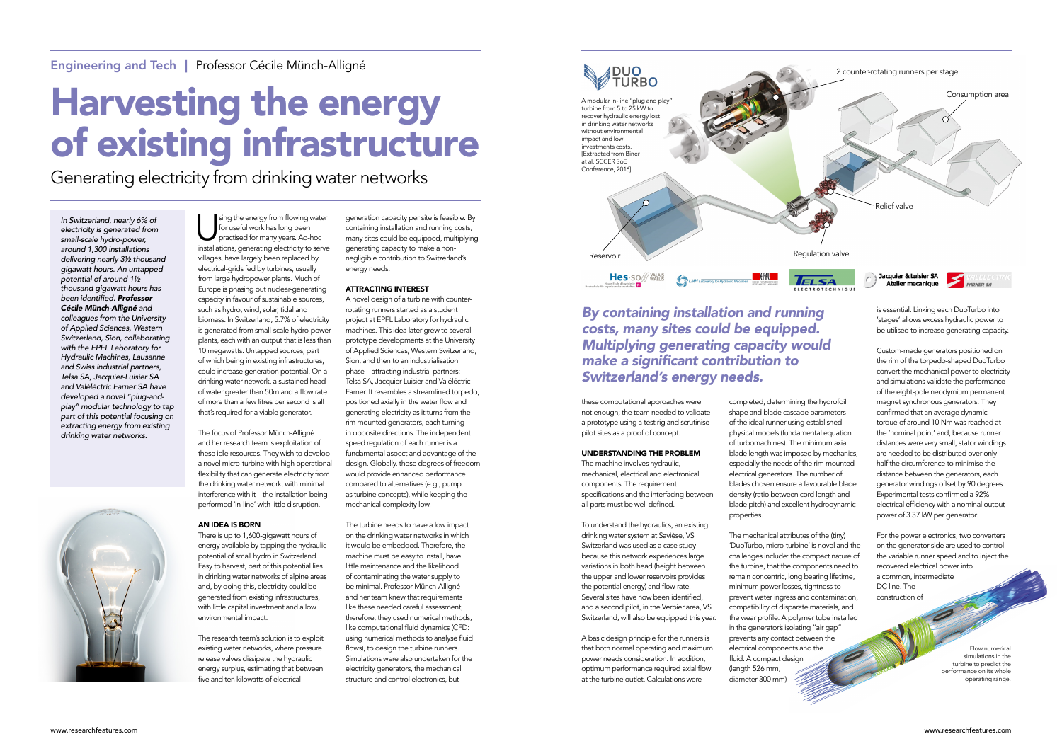Engineering and Tech | Professor Cécile Münch-Alligné

# Harvesting the energy of existing infrastructure

## Generating electricity from drinking water networks

*In Switzerland, nearly 6% of electricity is generated from small-scale hydro-power, around 1,300 installations delivering nearly 3½ thousand gigawatt hours. An untapped potential of around 1½ thousand gigawatt hours has been identified. **Professor Cécile Münch-Alligné** and colleagues from the University of Applied Sciences, Western Switzerland, Sion, collaborating with the EPFL Laboratory for Hydraulic Machines, Lausanne and Swiss industrial partners, Telsa SA, Jacquier-Luisier SA and Valéléctric Farner SA have developed a novel "plug-and-play" modular technology to tap part of this potential focusing on extracting energy from existing drinking water networks.*

Using the energy from flowing water for useful work has long been practised for many years. Ad-hoc installations, generating electricity to serve villages, have largely been replaced by electrical-grids fed by turbines, usually from large hydropower plants. Much of Europe is phasing out nuclear-generating capacity in favour of sustainable sources, such as hydro, wind, solar, tidal and biomass. In Switzerland, 5.7% of electricity is generated from small-scale hydro-power plants, each with an output that is less than 10 megawatts. Untapped sources, part of which being in existing infrastructures, could increase generation potential. On a drinking water network, a sustained head of water greater than 50m and a flow rate of more than a few litres per second is all that's required for a viable generator.

The focus of Professor Münch-Alligné and her research team is exploitation of these idle resources. They wish to develop a novel micro-turbine with high operational flexibility that can generate electricity from the drinking water network, with minimal interference with it – the installation being performed 'in-line' with little disruption.

### AN IDEA IS BORN

There is up to 1,600-gigawatt hours of energy available by tapping the hydraulic potential of small hydro in Switzerland. Easy to harvest, part of this potential lies in drinking water networks of alpine areas and, by doing this, electricity could be generated from existing infrastructures, with little capital investment and a low environmental impact.

The research team's solution is to exploit existing water networks, where pressure release valves dissipate the hydraulic energy surplus, estimating that between five and ten kilowatts of electrical generation capacity per site is feasible. By containing installation and running costs, many sites could be equipped, multiplying generating capacity to make a non-negligible contribution to Switzerland's energy needs.

### ATTRACTING INTEREST

A novel design of a turbine with counter-rotating runners started as a student project at EPFL Laboratory for hydraulic machines. This idea later grew to several prototype developments at the University of Applied Sciences, Western Switzerland, Sion, and then to an industrialisation phase – attracting industrial partners: Telsa SA, Jacquier-Luisier and Valéléctric Farner. It resembles a streamlined torpedo, positioned axially in the water flow and generating electricity as it turns from the rim mounted generators, each turning in opposite directions. The independent speed regulation of each runner is a fundamental aspect and advantage of the design. Globally, those degrees of freedom would provide enhanced performance compared to alternatives (e.g., pump as turbine concepts), while keeping the mechanical complexity low.

The turbine needs to have a low impact on the drinking water networks in which it would be embedded. Therefore, the machine must be easy to install, have little maintenance and the likelihood of contaminating the water supply to be minimal. Professor Münch-Alligné and her team knew that requirements like these needed careful assessment, therefore, they used numerical methods, like computational fluid dynamics (CFD: using numerical methods to analyse fluid flows), to design the turbine runners. Simulations were also undertaken for the electricity generators, the mechanical structure and control electronics, but these computational approaches were not enough; the team needed to validate a prototype using a test rig and scrutinise pilot sites as a proof of concept.

DUO TURBO

A modular in-line "plug and play" turbine from 5 to 25 kW to recover hydraulic energy lost in drinking water networks without environmental impact and low investments costs. [Extracted from Biner at al. SCCER SoE Conference, 2016].

2 counter-rotating runners per stage; Consumption area; Relief valve; Reservoir; Regulation valve

***By containing installation and running costs, many sites could be equipped. Multiplying generating capacity would make a significant contribution to Switzerland's energy needs.***

### UNDERSTANDING THE PROBLEM

The machine involves hydraulic, mechanical, electrical and electronical components. The requirement specifications and the interfacing between all parts must be well defined.

To understand the hydraulics, an existing drinking water system at Savièse, VS Switzerland was used as a case study because this network experiences large variations in both head (height between the upper and lower reservoirs provides the potential energy) and flow rate. Several sites have now been identified, and a second pilot, in the Verbier area, VS Switzerland, will also be equipped this year.

A basic design principle for the runners is that both normal operating and maximum power needs consideration. In addition, optimum performance required axial flow at the turbine outlet. Calculations were completed, determining the hydrofoil shape and blade cascade parameters of the ideal runner using established physical models (fundamental equation of turbomachines). The minimum axial blade length was imposed by mechanics, especially the needs of the rim mounted electrical generators. The number of blades chosen ensure a favourable blade density (ratio between cord length and blade pitch) and excellent hydrodynamic properties.

The mechanical attributes of the (tiny) 'DuoTurbo, micro-turbine' is novel and the challenges include: the compact nature of the turbine, that the components need to remain concentric, long bearing lifetime, minimum power losses, tightness to prevent water ingress and contamination, compatibility of disparate materials, and the wear profile. A polymer tube installed in the generator's isolating "air gap" prevents any contact between the electrical components and the fluid. A compact design (length 526 mm, diameter 300 mm) is essential. Linking each DuoTurbo into 'stages' allows excess hydraulic power to be utilised to increase generating capacity.

Custom-made generators positioned on the rim of the torpedo-shaped DuoTurbo convert the mechanical power to electricity and simulations validate the performance of the eight-pole neodymium permanent magnet synchronous generators. They confirmed that an average dynamic torque of around 10 Nm was reached at the 'nominal point' and, because runner distances were very small, stator windings are needed to be distributed over only half the circumference to minimise the distance between the generators, each generator windings offset by 90 degrees. Experimental tests confirmed a 92% electrical efficiency with a nominal output power of 3.37 kW per generator.

For the power electronics, two converters on the generator side are used to control the variable runner speed and to inject the recovered electrical power into a common, intermediate DC line. The construction of

Flow numerical simulations in the turbine to predict the performance on its whole operating range.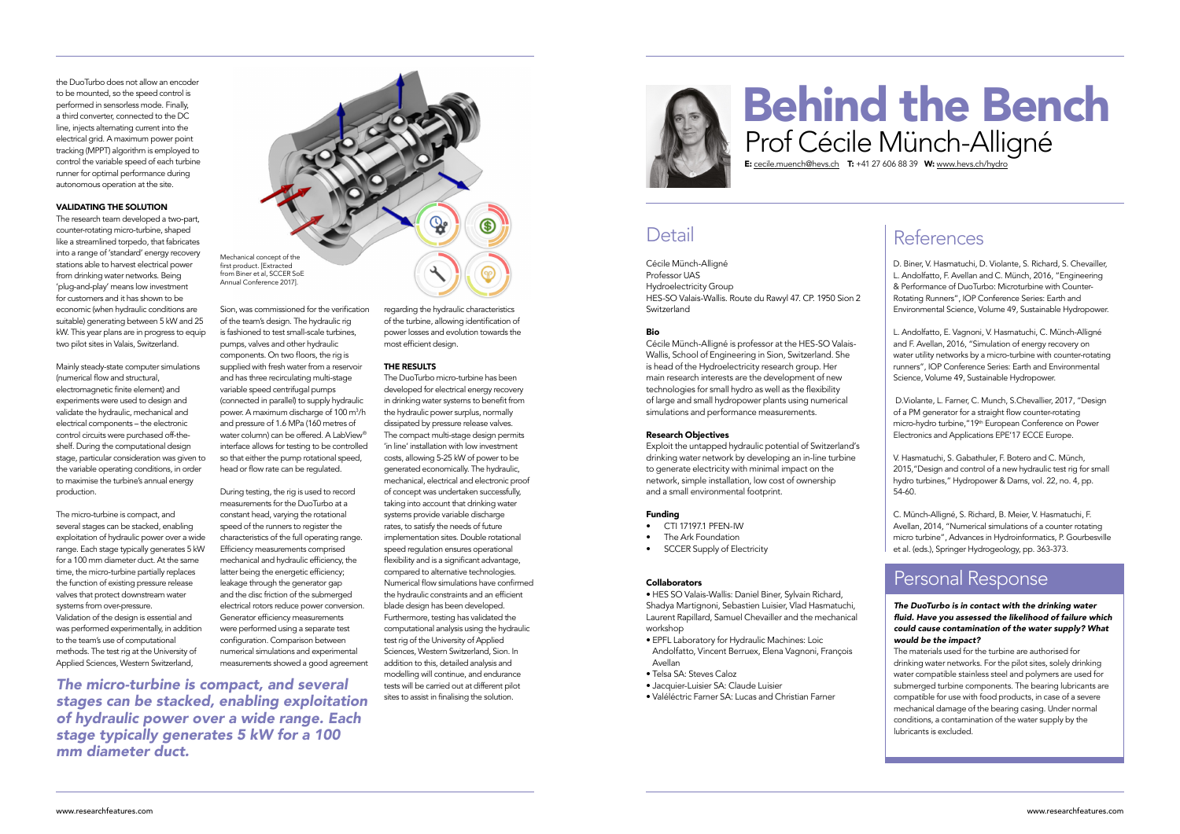the DuoTurbo does not allow an encoder to be mounted, so the speed control is performed in sensorless mode. Finally, a third converter, connected to the DC line, injects alternating current into the electrical grid. A maximum power point tracking (MPPT) algorithm is employed to control the variable speed of each turbine runner for optimal performance during autonomous operation at the site.

### VALIDATING THE SOLUTION

The research team developed a two-part, counter-rotating micro-turbine, shaped like a streamlined torpedo, that fabricates into a range of 'standard' energy recovery stations able to harvest electrical power from drinking water networks. Being 'plug-and-play' means low investment for customers and it has shown to be economic (when hydraulic conditions are suitable) generating between 5 kW and 25 kW. This year plans are in progress to equip two pilot sites in Valais, Switzerland.

Mainly steady-state computer simulations (numerical flow and structural, electromagnetic finite element) and experiments were used to design and validate the hydraulic, mechanical and electrical components – the electronic control circuits were purchased off-the-shelf. During the computational design stage, particular consideration was given to the variable operating conditions, in order to maximise the turbine's annual energy production.

The micro-turbine is compact, and several stages can be stacked, enabling exploitation of hydraulic power over a wide range. Each stage typically generates 5 kW for a 100 mm diameter duct. At the same time, the micro-turbine partially replaces the function of existing pressure release valves that protect downstream water systems from over-pressure.
Validation of the design is essential and was performed experimentally, in addition to the team's use of computational methods. The test rig at the University of Applied Sciences, Western Switzerland, Sion, was commissioned for the verification of the team's design. The hydraulic rig is fashioned to test small-scale turbines, pumps, valves and other hydraulic components. On two floors, the rig is supplied with fresh water from a reservoir and has three recirculating multi-stage variable speed centrifugal pumps (connected in parallel) to supply hydraulic power. A maximum discharge of 100 $m^3$/h and pressure of 1.6 MPa (160 metres of water column) can be offered. A LabView® interface allows for testing to be controlled so that either the pump rotational speed, head or flow rate can be regulated.

Mechanical concept of the first product. [Extracted from Biner et al, SCCER SoE Annual Conference 2017].

During testing, the rig is used to record measurements for the DuoTurbo at a constant head, varying the rotational speed of the runners to register the characteristics of the full operating range. Efficiency measurements comprised mechanical and hydraulic efficiency, the latter being the energetic efficiency; leakage through the generator gap and the disc friction of the submerged electrical rotors reduce power conversion. Generator efficiency measurements were performed using a separate test configuration. Comparison between numerical simulations and experimental measurements showed a good agreement regarding the hydraulic characteristics of the turbine, allowing identification of power losses and evolution towards the most efficient design.

***The micro-turbine is compact, and several stages can be stacked, enabling exploitation of hydraulic power over a wide range. Each stage typically generates 5 kW for a 100 mm diameter duct.***

### THE RESULTS

The DuoTurbo micro-turbine has been developed for electrical energy recovery in drinking water systems to benefit from the hydraulic power surplus, normally dissipated by pressure release valves. The compact multi-stage design permits 'in line' installation with low investment costs, allowing 5-25 kW of power to be generated economically. The hydraulic, mechanical, electrical and electronic proof of concept was undertaken successfully, taking into account that drinking water systems provide variable discharge rates, to satisfy the needs of future implementation sites. Double rotational speed regulation ensures operational flexibility and is a significant advantage, compared to alternative technologies. Numerical flow simulations have confirmed the hydraulic constraints and an efficient blade design has been developed. Furthermore, testing has validated the computational analysis using the hydraulic test rig of the University of Applied Sciences, Western Switzerland, Sion. In addition to this, detailed analysis and modelling will continue, and endurance tests will be carried out at different pilot sites to assist in finalising the solution.

# Behind the Bench

## Prof Cécile Münch-Alligné

**E:** cecile.muench@hevs.ch **T:** +41 27 606 88 39 **W:** www.hevs.ch/hydro

## Detail

Cécile Münch-Alligné
Professor UAS
Hydroelectricity Group
HES-SO Valais-Wallis. Route du Rawyl 47. CP. 1950 Sion 2
Switzerland

**Bio**

Cécile Münch-Alligné is professor at the HES-SO Valais-Wallis, School of Engineering in Sion, Switzerland. She is head of the Hydroelectricity research group. Her main research interests are the development of new technologies for small hydro as well as the flexibility of large and small hydropower plants using numerical simulations and performance measurements.

**Research Objectives**

Exploit the untapped hydraulic potential of Switzerland's drinking water network by developing an in-line turbine to generate electricity with minimal impact on the network, simple installation, low cost of ownership and a small environmental footprint.

**Funding**

- CTI 17197.1 PFEN-IW
- The Ark Foundation
- SCCER Supply of Electricity

**Collaborators**

- HES SO Valais-Wallis: Daniel Biner, Sylvain Richard, Shadya Martignoni, Sebastien Luisier, Vlad Hasmatuchi, Laurent Rapillard, Samuel Chevailler and the mechanical workshop
- EPFL Laboratory for Hydraulic Machines: Loic Andolfatto, Vincent Berruex, Elena Vagnoni, François Avellan
- Telsa SA: Steves Caloz
- Jacquier-Luisier SA: Claude Luisier
- Valéléctric Farner SA: Lucas and Christian Farner

## References

D. Biner, V. Hasmatuchi, D. Violante, S. Richard, S. Chevailler, L. Andolfatto, F. Avellan and C. Münch, 2016, "Engineering & Performance of DuoTurbo: Microturbine with Counter-Rotating Runners", IOP Conference Series: Earth and Environmental Science, Volume 49, Sustainable Hydropower.

L. Andolfatto, E. Vagnoni, V. Hasmatuchi, C. Münch-Alligné and F. Avellan, 2016, "Simulation of energy recovery on water utility networks by a micro-turbine with counter-rotating runners", IOP Conference Series: Earth and Environmental Science, Volume 49, Sustainable Hydropower.

D.Violante, L. Farner, C. Munch, S.Chevallier, 2017, "Design of a PM generator for a straight flow counter-rotating micro-hydro turbine,"19th European Conference on Power Electronics and Applications EPE'17 ECCE Europe.

V. Hasmatuchi, S. Gabathuler, F. Botero and C. Münch, 2015,"Design and control of a new hydraulic test rig for small hydro turbines," Hydropower & Dams, vol. 22, no. 4, pp. 54-60.

C. Münch-Alligné, S. Richard, B. Meier, V. Hasmatuchi, F. Avellan, 2014, "Numerical simulations of a counter rotating micro turbine", Advances in Hydroinformatics, P. Gourbesville et al. (eds.), Springer Hydrogeology, pp. 363-373.

## Personal Response

***The DuoTurbo is in contact with the drinking water fluid. Have you assessed the likelihood of failure which could cause contamination of the water supply? What would be the impact?***

The materials used for the turbine are authorised for drinking water networks. For the pilot sites, solely drinking water compatible stainless steel and polymers are used for submerged turbine components. The bearing lubricants are compatible for use with food products, in case of a severe mechanical damage of the bearing casing. Under normal conditions, a contamination of the water supply by the lubricants is excluded.